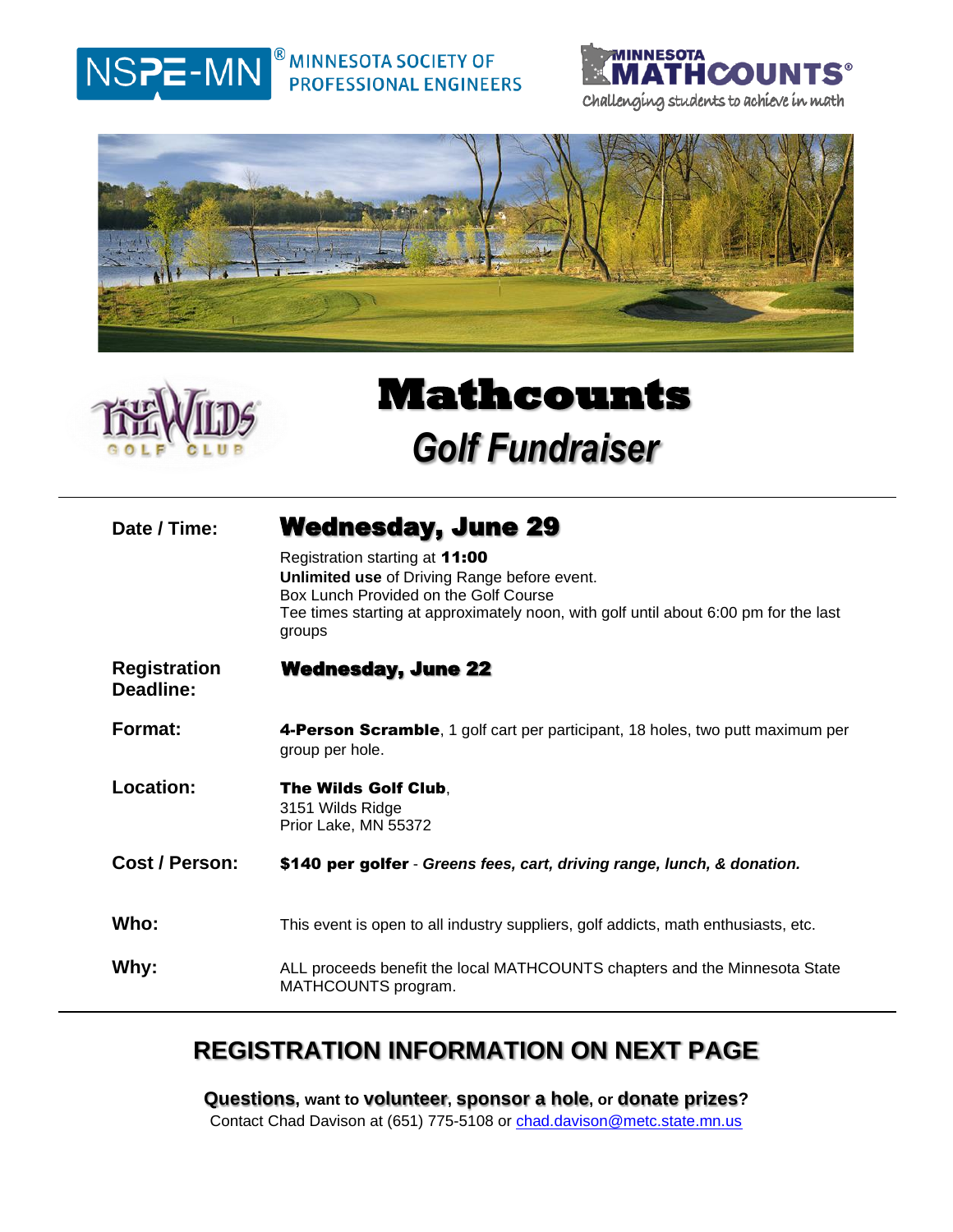NSPE-MN® MINNESOTA SOCIETY OF PROFESSIONAL ENGINEERS

MINNESOTA MATHCOUNTS®
*Challenging students to achieve in math*

THE WILDS GOLF CLUB

# Mathcounts

## *Golf Fundraiser*

---

| | |
|---|---|
| **Date / Time:** | **Wednesday, June 29**<br>Registration starting at **11:00**<br>**Unlimited use** of Driving Range before event.<br>Box Lunch Provided on the Golf Course<br>Tee times starting at approximately noon, with golf until about 6:00 pm for the last groups |
| **Registration Deadline:** | **Wednesday, June 22** |
| **Format:** | **4-Person Scramble**, 1 golf cart per participant, 18 holes, two putt maximum per group per hole. |
| **Location:** | **The Wilds Golf Club**,<br>3151 Wilds Ridge<br>Prior Lake, MN 55372 |
| **Cost / Person:** | **$140 per golfer** - ***Greens fees, cart, driving range, lunch, & donation.*** |
| **Who:** | This event is open to all industry suppliers, golf addicts, math enthusiasts, etc. |
| **Why:** | ALL proceeds benefit the local MATHCOUNTS chapters and the Minnesota State MATHCOUNTS program. |

---

## REGISTRATION INFORMATION ON NEXT PAGE

**Questions**, want to **volunteer**, **sponsor a hole**, or **donate prizes**?
Contact Chad Davison at (651) 775-5108 or chad.davison@metc.state.mn.us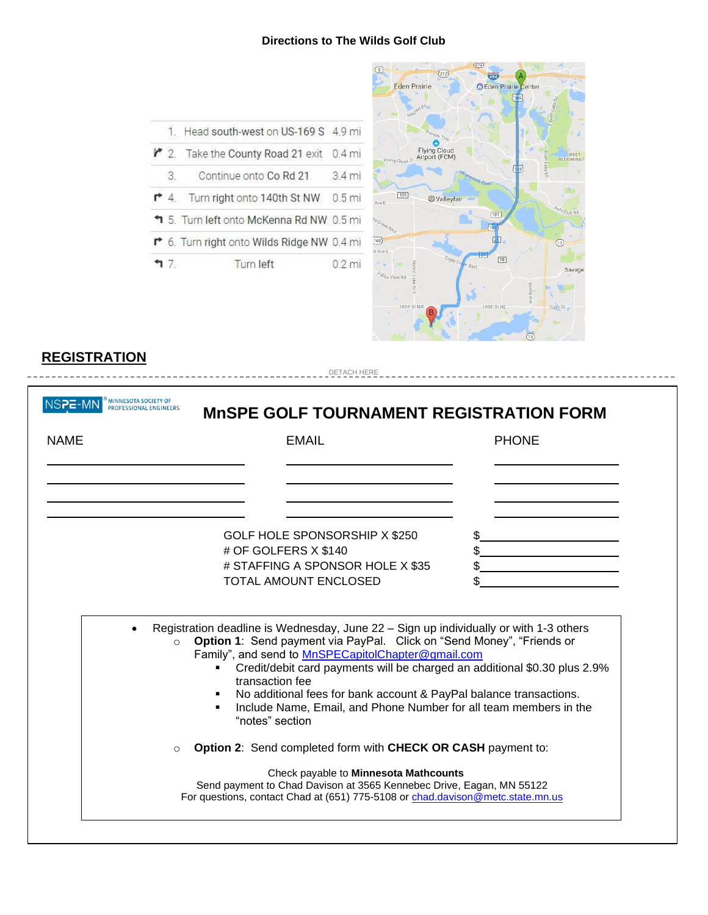**Directions to The Wilds Golf Club**

| | | |
|---|---|---|
| 1. | Head south-west on US-169 S | 4.9 mi |
| 2. | Take the County Road 21 exit | 0.4 mi |
| 3. | Continue onto Co Rd 21 | 3.4 mi |
| 4. | Turn right onto 140th St NW | 0.5 mi |
| 5. | Turn left onto McKenna Rd NW | 0.5 mi |
| 6. | Turn right onto Wilds Ridge NW | 0.4 mi |
| 7. | Turn left | 0.2 mi |

## REGISTRATION

DETACH HERE

NSPE-MN MINNESOTA SOCIETY OF PROFESSIONAL ENGINEERS

# MnSPE GOLF TOURNAMENT REGISTRATION FORM

| NAME | EMAIL | PHONE |
|---|---|---|
| | | |
| | | |
| | | |
| | | |

GOLF HOLE SPONSORSHIP X $250 $\_\_\_\_\_\_\_\_\_\_\_\_

# OF GOLFERS X $140 $\_\_\_\_\_\_\_\_\_\_\_\_

# STAFFING A SPONSOR HOLE X $35 $\_\_\_\_\_\_\_\_\_\_\_\_

TOTAL AMOUNT ENCLOSED $\_\_\_\_\_\_\_\_\_\_\_\_

- Registration deadline is Wednesday, June 22 – Sign up individually or with 1-3 others
  - **Option 1**: Send payment via PayPal. Click on "Send Money", "Friends or Family", and send to MnSPECapitolChapter@gmail.com
    - Credit/debit card payments will be charged an additional $0.30 plus 2.9% transaction fee
    - No additional fees for bank account & PayPal balance transactions.
    - Include Name, Email, and Phone Number for all team members in the "notes" section
  - **Option 2**: Send completed form with **CHECK OR CASH** payment to:

Check payable to **Minnesota Mathcounts**
Send payment to Chad Davison at 3565 Kennebec Drive, Eagan, MN 55122
For questions, contact Chad at (651) 775-5108 or chad.davison@metc.state.mn.us